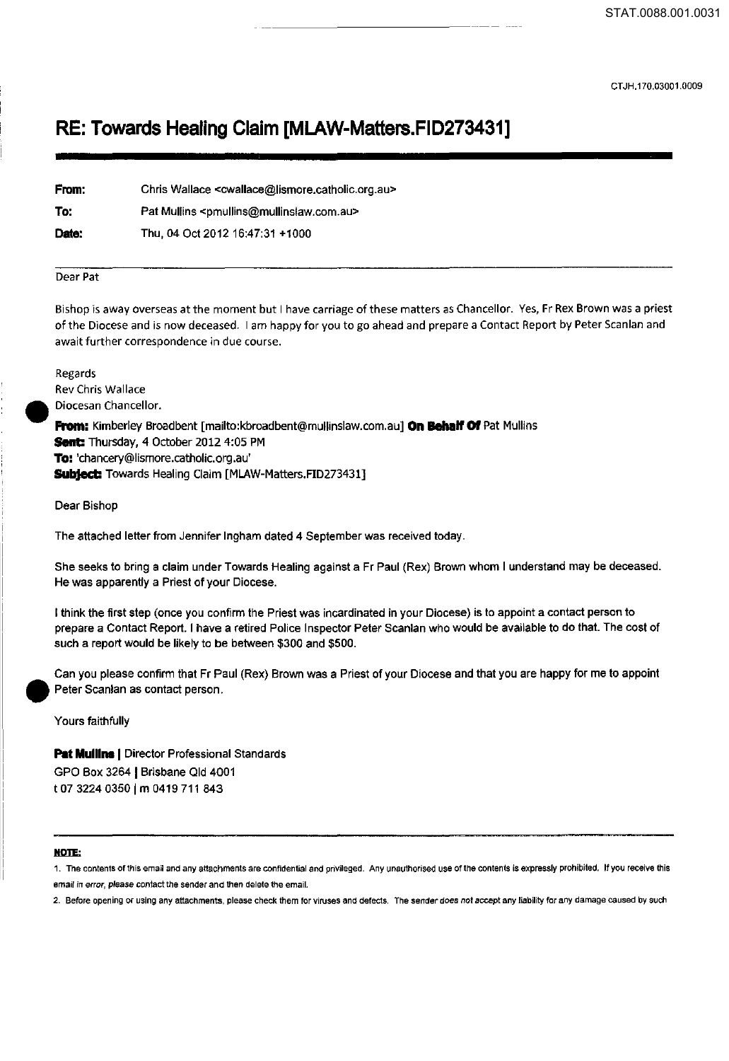# RE: Towards Healing Claim [MLAW-Matters.FID273431]

| | |
|---|---|
| **From:** | Chris Wallace <cwallace@lismore.catholic.org.au> |
| **To:** | Pat Mullins <pmullins@mullinslaw.com.au> |
| **Date:** | Thu, 04 Oct 2012 16:47:31 +1000 |

Dear Pat

Bishop is away overseas at the moment but I have carriage of these matters as Chancellor. Yes, Fr Rex Brown was a priest of the Diocese and is now deceased. I am happy for you to go ahead and prepare a Contact Report by Peter Scanlan and await further correspondence in due course.

Regards
Rev Chris Wallace
Diocesan Chancellor.

**From:** Kimberley Broadbent [mailto:kbroadbent@mullinslaw.com.au] **On Behalf Of** Pat Mullins
**Sent:** Thursday, 4 October 2012 4:05 PM
**To:** 'chancery@lismore.catholic.org.au'
**Subject:** Towards Healing Claim [MLAW-Matters.FID273431]

Dear Bishop

The attached letter from Jennifer Ingham dated 4 September was received today.

She seeks to bring a claim under Towards Healing against a Fr Paul (Rex) Brown whom I understand may be deceased. He was apparently a Priest of your Diocese.

I think the first step (once you confirm the Priest was incardinated in your Diocese) is to appoint a contact person to prepare a Contact Report. I have a retired Police Inspector Peter Scanlan who would be available to do that. The cost of such a report would be likely to be between $300 and $500.

Can you please confirm that Fr Paul (Rex) Brown was a Priest of your Diocese and that you are happy for me to appoint Peter Scanlan as contact person.

Yours faithfully

**Pat Mullins** | Director Professional Standards
GPO Box 3264 | Brisbane Qld 4001
t 07 3224 0350 | m 0419 711 843

---

**NOTE:**

1. The contents of this email and any attachments are confidential and privileged. Any unauthorised use of the contents is expressly prohibited. If you receive this email in error, please contact the sender and then delete the email.
2. Before opening or using any attachments, please check them for viruses and defects. The sender does not accept any liability for any damage caused by such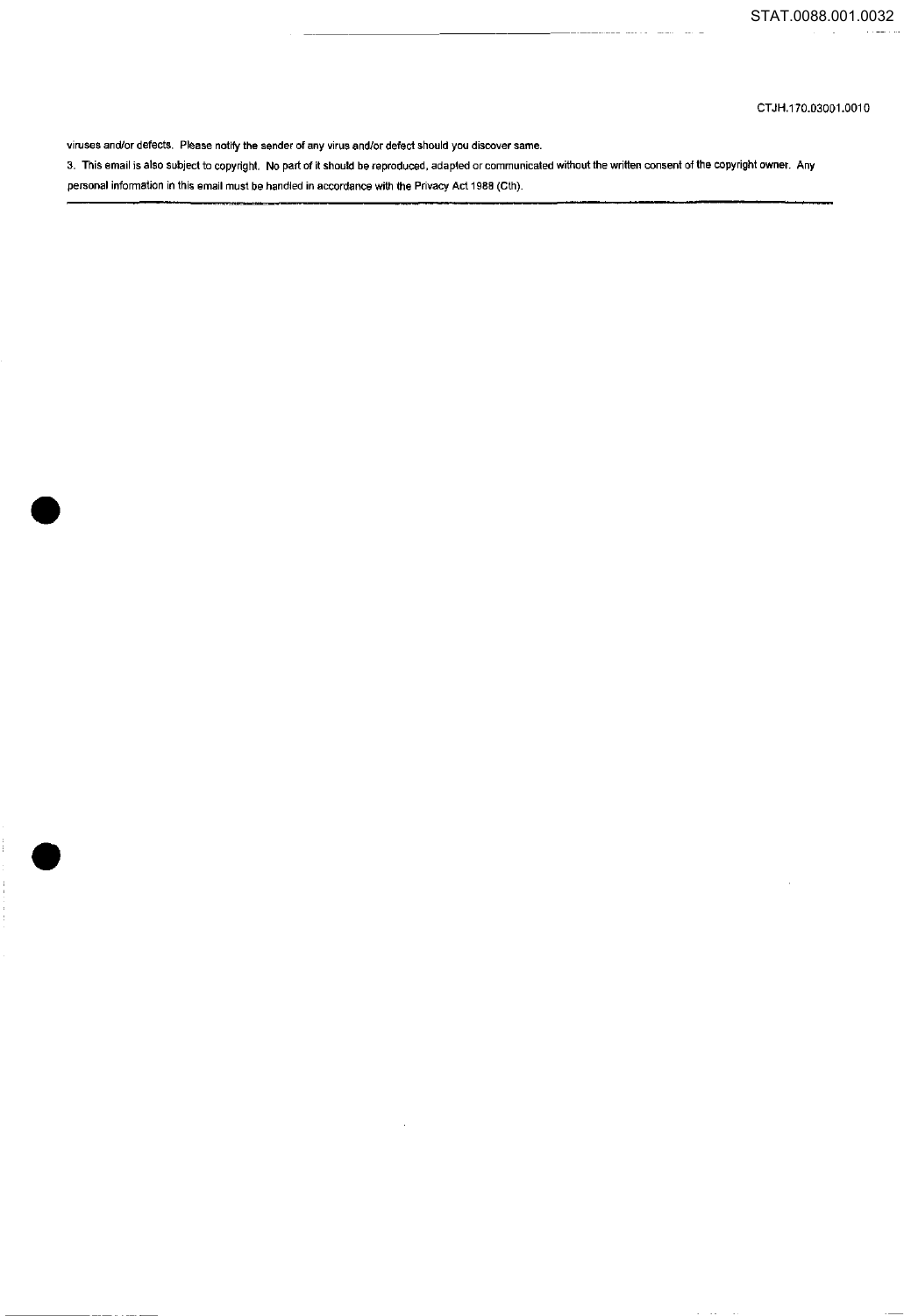viruses and/or defects. Please notify the sender of any virus and/or defect should you discover same.

3. This email is also subject to copyright. No part of it should be reproduced, adapted or communicated without the written consent of the copyright owner. Any personal information in this email must be handled in accordance with the Privacy Act 1988 (Cth).